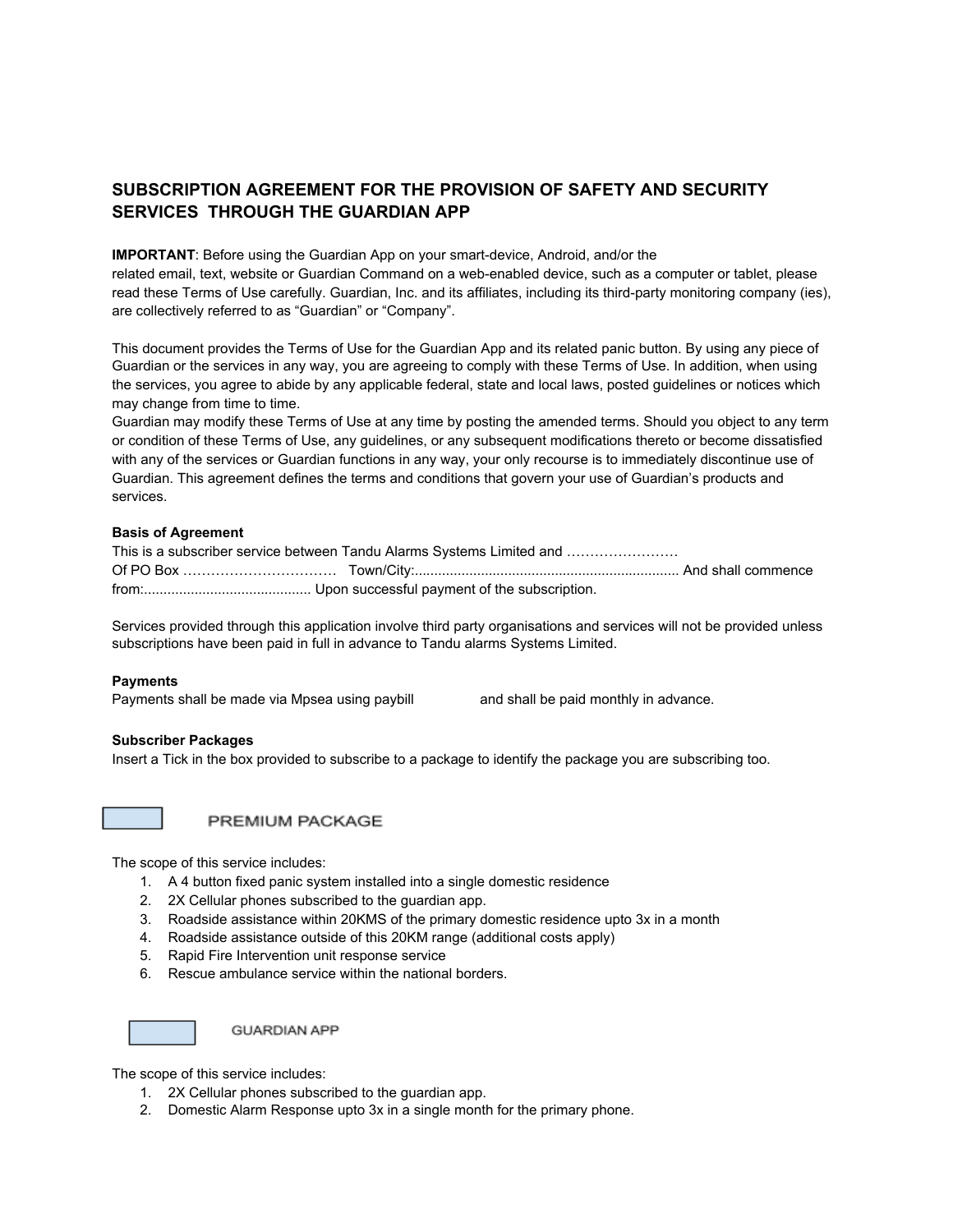## SUBSCRIPTION AGREEMENT FOR THE PROVISION OF SAFETY AND SECURITY SERVICES THROUGH THE GUARDIAN APP

**IMPORTANT**: Before using the Guardian App on your smart-device, Android, and/or the related email, text, website or Guardian Command on a web-enabled device, such as a computer or tablet, please read these Terms of Use carefully. Guardian, Inc. and its affiliates, including its third-party monitoring company (ies), are collectively referred to as "Guardian" or "Company".

This document provides the Terms of Use for the Guardian App and its related panic button. By using any piece of Guardian or the services in any way, you are agreeing to comply with these Terms of Use. In addition, when using the services, you agree to abide by any applicable federal, state and local laws, posted guidelines or notices which may change from time to time.
Guardian may modify these Terms of Use at any time by posting the amended terms. Should you object to any term or condition of these Terms of Use, any guidelines, or any subsequent modifications thereto or become dissatisfied with any of the services or Guardian functions in any way, your only recourse is to immediately discontinue use of Guardian. This agreement defines the terms and conditions that govern your use of Guardian's products and services.

**Basis of Agreement**
This is a subscriber service between Tandu Alarms Systems Limited and ……………………
Of PO Box …………………………… Town/City:.................................................................... And shall commence from:........................................... Upon successful payment of the subscription.

Services provided through this application involve third party organisations and services will not be provided unless subscriptions have been paid in full in advance to Tandu alarms Systems Limited.

**Payments**
Payments shall be made via Mpsea using paybill and shall be paid monthly in advance.

**Subscriber Packages**
Insert a Tick in the box provided to subscribe to a package to identify the package you are subscribing too.

☐ PREMIUM PACKAGE

The scope of this service includes:

1. A 4 button fixed panic system installed into a single domestic residence
2. 2X Cellular phones subscribed to the guardian app.
3. Roadside assistance within 20KMS of the primary domestic residence upto 3x in a month
4. Roadside assistance outside of this 20KM range (additional costs apply)
5. Rapid Fire Intervention unit response service
6. Rescue ambulance service within the national borders.

☐ GUARDIAN APP

The scope of this service includes:

1. 2X Cellular phones subscribed to the guardian app.
2. Domestic Alarm Response upto 3x in a single month for the primary phone.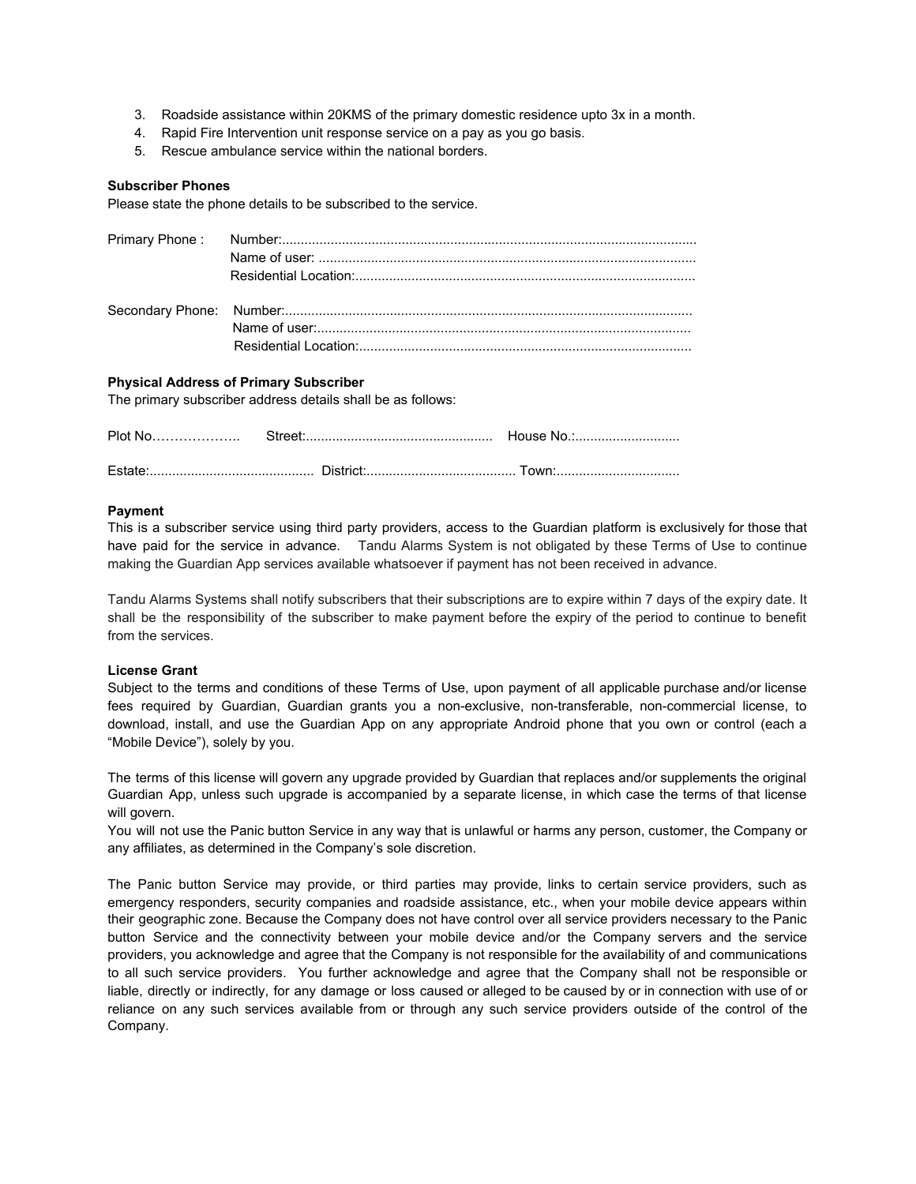3. Roadside assistance within 20KMS of the primary domestic residence upto 3x in a month.
4. Rapid Fire Intervention unit response service on a pay as you go basis.
5. Rescue ambulance service within the national borders.

**Subscriber Phones**

Please state the phone details to be subscribed to the service.

Primary Phone : Number:.............................................................................................................
Name of user: ....................................................................................................
Residential Location:..........................................................................................

Secondary Phone: Number:............................................................................................................
Name of user:...................................................................................................
Residential Location:.........................................................................................

**Physical Address of Primary Subscriber**

The primary subscriber address details shall be as follows:

Plot No……………….. Street:.................................................. House No.:............................

Estate:............................................ District:........................................ Town:.................................

**Payment**

This is a subscriber service using third party providers, access to the Guardian platform is exclusively for those that have paid for the service in advance. Tandu Alarms System is not obligated by these Terms of Use to continue making the Guardian App services available whatsoever if payment has not been received in advance.

Tandu Alarms Systems shall notify subscribers that their subscriptions are to expire within 7 days of the expiry date. It shall be the responsibility of the subscriber to make payment before the expiry of the period to continue to benefit from the services.

**License Grant**

Subject to the terms and conditions of these Terms of Use, upon payment of all applicable purchase and/or license fees required by Guardian, Guardian grants you a non-exclusive, non-transferable, non-commercial license, to download, install, and use the Guardian App on any appropriate Android phone that you own or control (each a "Mobile Device"), solely by you.

The terms of this license will govern any upgrade provided by Guardian that replaces and/or supplements the original Guardian App, unless such upgrade is accompanied by a separate license, in which case the terms of that license will govern.
You will not use the Panic button Service in any way that is unlawful or harms any person, customer, the Company or any affiliates, as determined in the Company's sole discretion.

The Panic button Service may provide, or third parties may provide, links to certain service providers, such as emergency responders, security companies and roadside assistance, etc., when your mobile device appears within their geographic zone. Because the Company does not have control over all service providers necessary to the Panic button Service and the connectivity between your mobile device and/or the Company servers and the service providers, you acknowledge and agree that the Company is not responsible for the availability of and communications to all such service providers. You further acknowledge and agree that the Company shall not be responsible or liable, directly or indirectly, for any damage or loss caused or alleged to be caused by or in connection with use of or reliance on any such services available from or through any such service providers outside of the control of the Company.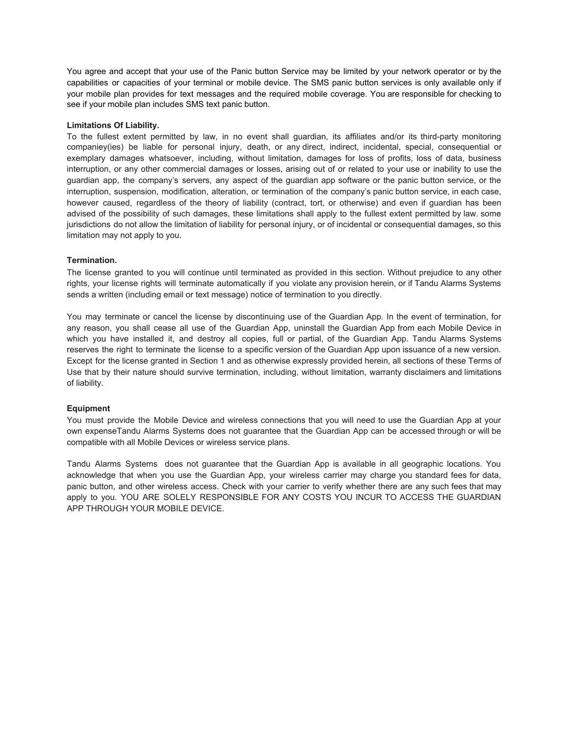You agree and accept that your use of the Panic button Service may be limited by your network operator or by the capabilities or capacities of your terminal or mobile device. The SMS panic button services is only available only if your mobile plan provides for text messages and the required mobile coverage. You are responsible for checking to see if your mobile plan includes SMS text panic button.

**Limitations Of Liability.**

To the fullest extent permitted by law, in no event shall guardian, its affiliates and/or its third-party monitoring companiey(ies) be liable for personal injury, death, or any direct, indirect, incidental, special, consequential or exemplary damages whatsoever, including, without limitation, damages for loss of profits, loss of data, business interruption, or any other commercial damages or losses, arising out of or related to your use or inability to use the guardian app, the company's servers, any aspect of the guardian app software or the panic button service, or the interruption, suspension, modification, alteration, or termination of the company's panic button service, in each case, however caused, regardless of the theory of liability (contract, tort, or otherwise) and even if guardian has been advised of the possibility of such damages, these limitations shall apply to the fullest extent permitted by law. some jurisdictions do not allow the limitation of liability for personal injury, or of incidental or consequential damages, so this limitation may not apply to you.

**Termination.**

The license granted to you will continue until terminated as provided in this section. Without prejudice to any other rights, your license rights will terminate automatically if you violate any provision herein, or if Tandu Alarms Systems sends a written (including email or text message) notice of termination to you directly.

You may terminate or cancel the license by discontinuing use of the Guardian App. In the event of termination, for any reason, you shall cease all use of the Guardian App, uninstall the Guardian App from each Mobile Device in which you have installed it, and destroy all copies, full or partial, of the Guardian App. Tandu Alarms Systems reserves the right to terminate the license to a specific version of the Guardian App upon issuance of a new version. Except for the license granted in Section 1 and as otherwise expressly provided herein, all sections of these Terms of Use that by their nature should survive termination, including, without limitation, warranty disclaimers and limitations of liability.

**Equipment**

You must provide the Mobile Device and wireless connections that you will need to use the Guardian App at your own expenseTandu Alarms Systems does not guarantee that the Guardian App can be accessed through or will be compatible with all Mobile Devices or wireless service plans.

Tandu Alarms Systems does not guarantee that the Guardian App is available in all geographic locations. You acknowledge that when you use the Guardian App, your wireless carrier may charge you standard fees for data, panic button, and other wireless access. Check with your carrier to verify whether there are any such fees that may apply to you. YOU ARE SOLELY RESPONSIBLE FOR ANY COSTS YOU INCUR TO ACCESS THE GUARDIAN APP THROUGH YOUR MOBILE DEVICE.